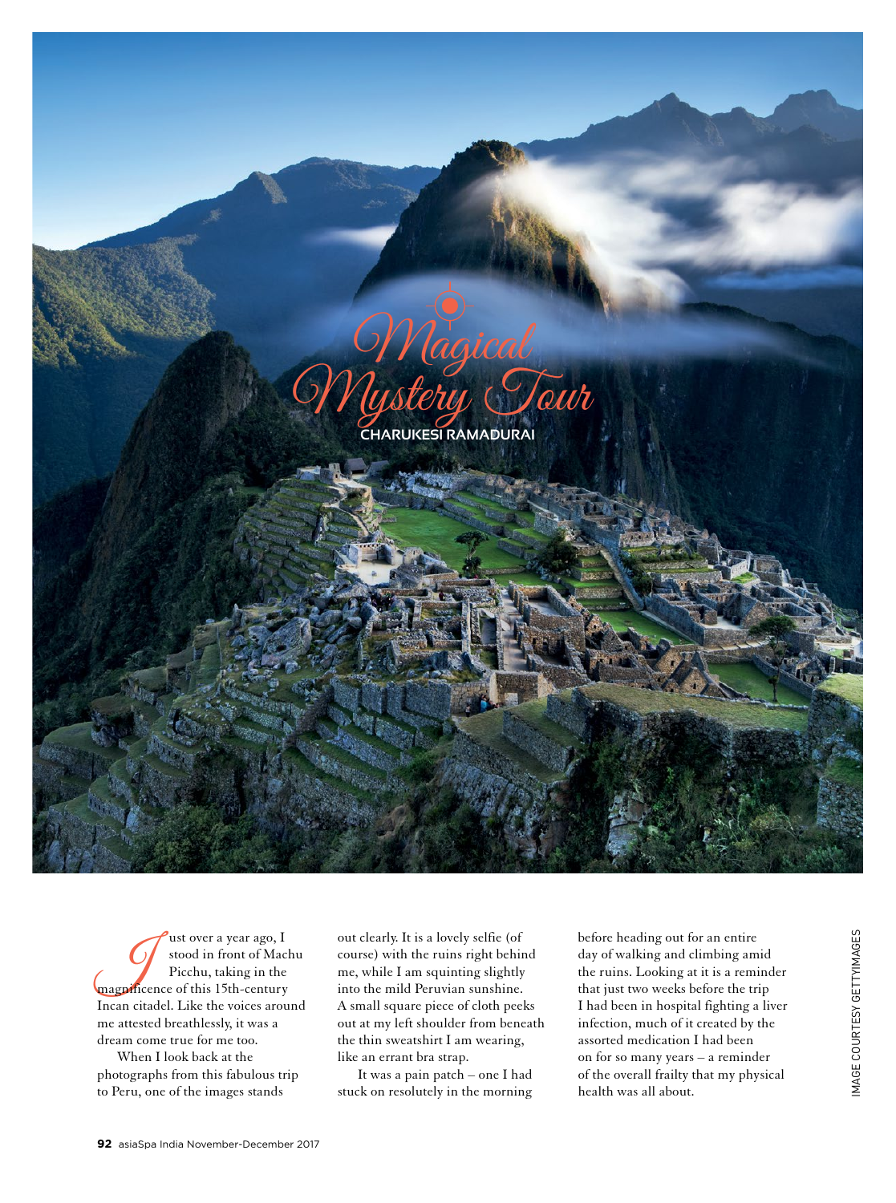# Magical Mystery Tour

CHARUKESI RAMADURAI

Just over a year ago, I stood in front of Machu Picchu, taking in the magnificence of this 15th-century Incan citadel. Like the voices around me attested breathlessly, it was a dream come true for me too.

When I look back at the photographs from this fabulous trip to Peru, one of the images stands out clearly. It is a lovely selfie (of course) with the ruins right behind me, while I am squinting slightly into the mild Peruvian sunshine. A small square piece of cloth peeks out at my left shoulder from beneath the thin sweatshirt I am wearing, like an errant bra strap.

It was a pain patch – one I had stuck on resolutely in the morning before heading out for an entire day of walking and climbing amid the ruins. Looking at it is a reminder that just two weeks before the trip I had been in hospital fighting a liver infection, much of it created by the assorted medication I had been on for so many years – a reminder of the overall frailty that my physical health was all about.

IMAGE COURTESY GETTYIMAGES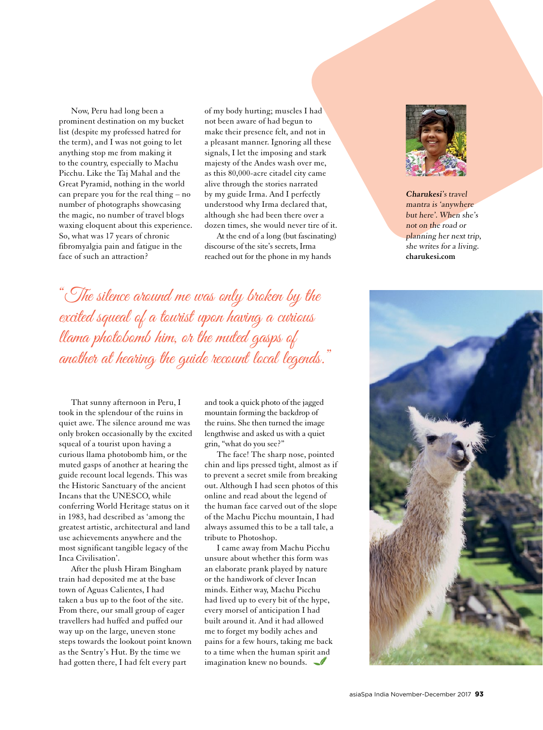Now, Peru had long been a prominent destination on my bucket list (despite my professed hatred for the term), and I was not going to let anything stop me from making it to the country, especially to Machu Picchu. Like the Taj Mahal and the Great Pyramid, nothing in the world can prepare you for the real thing – no number of photographs showcasing the magic, no number of travel blogs waxing eloquent about this experience. So, what was 17 years of chronic fibromyalgia pain and fatigue in the face of such an attraction?

That sunny afternoon in Peru, I took in the splendour of the ruins in quiet awe. The silence around me was only broken occasionally by the excited squeal of a tourist upon having a curious llama photobomb him, or the muted gasps of another at hearing the guide recount local legends. This was the Historic Sanctuary of the ancient Incans that the UNESCO, while conferring World Heritage status on it in 1983, had described as 'among the greatest artistic, architectural and land use achievements anywhere and the most significant tangible legacy of the Inca Civilisation'.

After the plush Hiram Bingham train had deposited me at the base town of Aguas Calientes, I had taken a bus up to the foot of the site. From there, our small group of eager travellers had huffed and puffed our way up on the large, uneven stone steps towards the lookout point known as the Sentry's Hut. By the time we had gotten there, I had felt every part of my body hurting; muscles I had not been aware of had begun to make their presence felt, and not in a pleasant manner. Ignoring all these signals, I let the imposing and stark majesty of the Andes wash over me, as this 80,000-acre citadel city came alive through the stories narrated by my guide Irma. And I perfectly understood why Irma declared that, although she had been there over a dozen times, she would never tire of it.

At the end of a long (but fascinating) discourse of the site's secrets, Irma reached out for the phone in my hands and took a quick photo of the jagged mountain forming the backdrop of the ruins. She then turned the image lengthwise and asked us with a quiet grin, "what do you see?"

*"The silence around me was only broken by the excited squeal of a tourist upon having a curious llama photobomb him, or the muted gasps of another at hearing the guide recount local legends."*

The face! The sharp nose, pointed chin and lips pressed tight, almost as if to prevent a secret smile from breaking out. Although I had seen photos of this online and read about the legend of the human face carved out of the slope of the Machu Picchu mountain, I had always assumed this to be a tall tale, a tribute to Photoshop.

I came away from Machu Picchu unsure about whether this form was an elaborate prank played by nature or the handiwork of clever Incan minds. Either way, Machu Picchu had lived up to every bit of the hype, every morsel of anticipation I had built around it. And it had allowed me to forget my bodily aches and pains for a few hours, taking me back to a time when the human spirit and imagination knew no bounds.

***Charukesi**'s travel mantra is 'anywhere but here'. When she's not on the road or planning her next trip, she writes for a living.* **charukesi.com**